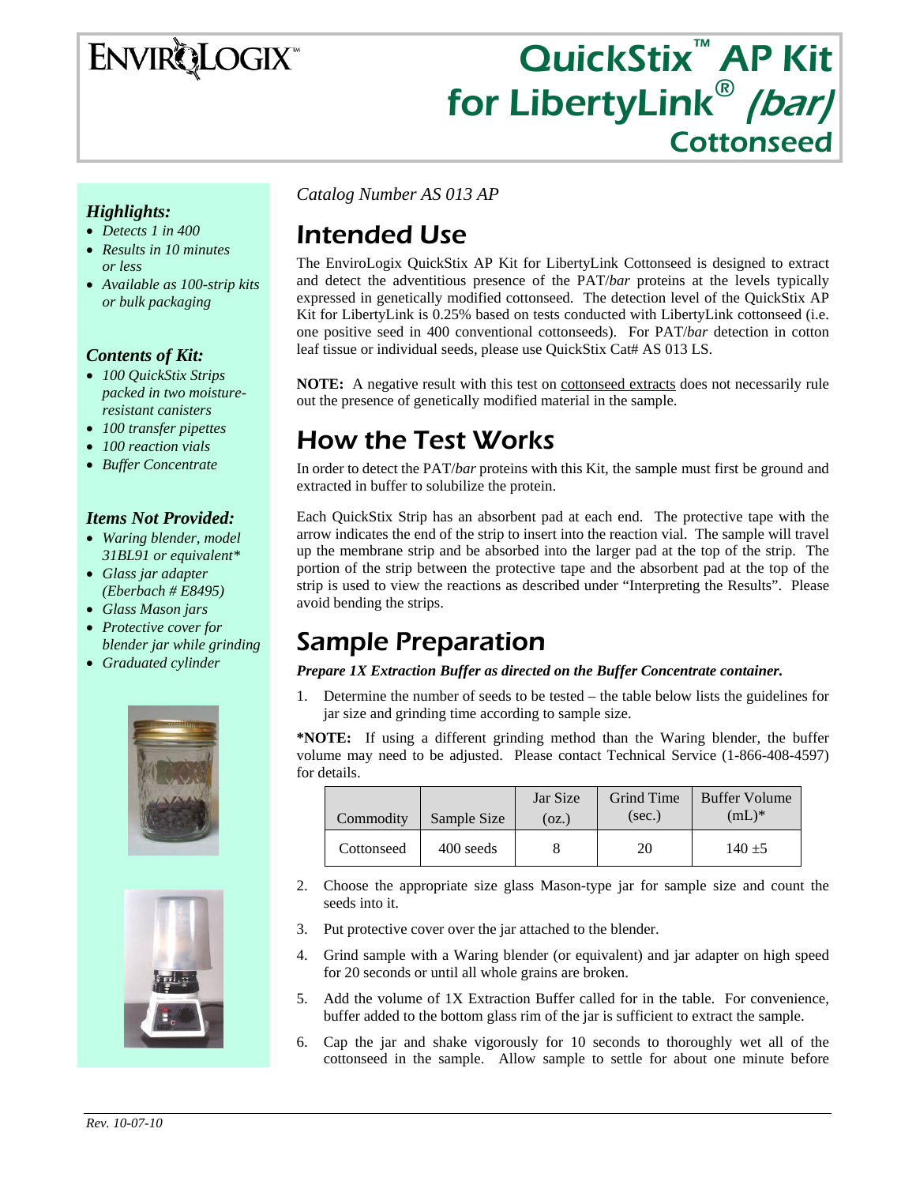# ENVIROLOGIX™

# QuickStix™ AP Kit for LibertyLink® *(bar)* Cottonseed

### *Highlights:*

- *Detects 1 in 400*
- *Results in 10 minutes or less*
- *Available as 100-strip kits or bulk packaging*

### *Contents of Kit:*

- *100 QuickStix Strips packed in two moisture-resistant canisters*
- *100 transfer pipettes*
- *100 reaction vials*
- *Buffer Concentrate*

### *Items Not Provided:*

- *Waring blender, model 31BL91 or equivalent\**
- *Glass jar adapter (Eberbach # E8495)*
- *Glass Mason jars*
- *Protective cover for blender jar while grinding*
- *Graduated cylinder*

*Catalog Number AS 013 AP*

## Intended Use

The EnviroLogix QuickStix AP Kit for LibertyLink Cottonseed is designed to extract and detect the adventitious presence of the PAT/*bar* proteins at the levels typically expressed in genetically modified cottonseed. The detection level of the QuickStix AP Kit for LibertyLink is 0.25% based on tests conducted with LibertyLink cottonseed (i.e. one positive seed in 400 conventional cottonseeds). For PAT/*bar* detection in cotton leaf tissue or individual seeds, please use QuickStix Cat# AS 013 LS.

**NOTE:** A negative result with this test on cottonseed extracts does not necessarily rule out the presence of genetically modified material in the sample.

## How the Test Works

In order to detect the PAT/*bar* proteins with this Kit, the sample must first be ground and extracted in buffer to solubilize the protein.

Each QuickStix Strip has an absorbent pad at each end. The protective tape with the arrow indicates the end of the strip to insert into the reaction vial. The sample will travel up the membrane strip and be absorbed into the larger pad at the top of the strip. The portion of the strip between the protective tape and the absorbent pad at the top of the strip is used to view the reactions as described under "Interpreting the Results". Please avoid bending the strips.

## Sample Preparation

***Prepare 1X Extraction Buffer as directed on the Buffer Concentrate container.***

1. Determine the number of seeds to be tested – the table below lists the guidelines for jar size and grinding time according to sample size.

**\*NOTE:** If using a different grinding method than the Waring blender, the buffer volume may need to be adjusted. Please contact Technical Service (1-866-408-4597) for details.

| Commodity | Sample Size | Jar Size (oz.) | Grind Time (sec.) | Buffer Volume (mL)* |
|---|---|---|---|---|
| Cottonseed | 400 seeds | 8 | 20 | 140 ±5 |

2. Choose the appropriate size glass Mason-type jar for sample size and count the seeds into it.
3. Put protective cover over the jar attached to the blender.
4. Grind sample with a Waring blender (or equivalent) and jar adapter on high speed for 20 seconds or until all whole grains are broken.
5. Add the volume of 1X Extraction Buffer called for in the table. For convenience, buffer added to the bottom glass rim of the jar is sufficient to extract the sample.
6. Cap the jar and shake vigorously for 10 seconds to thoroughly wet all of the cottonseed in the sample. Allow sample to settle for about one minute before

*Rev. 10-07-10*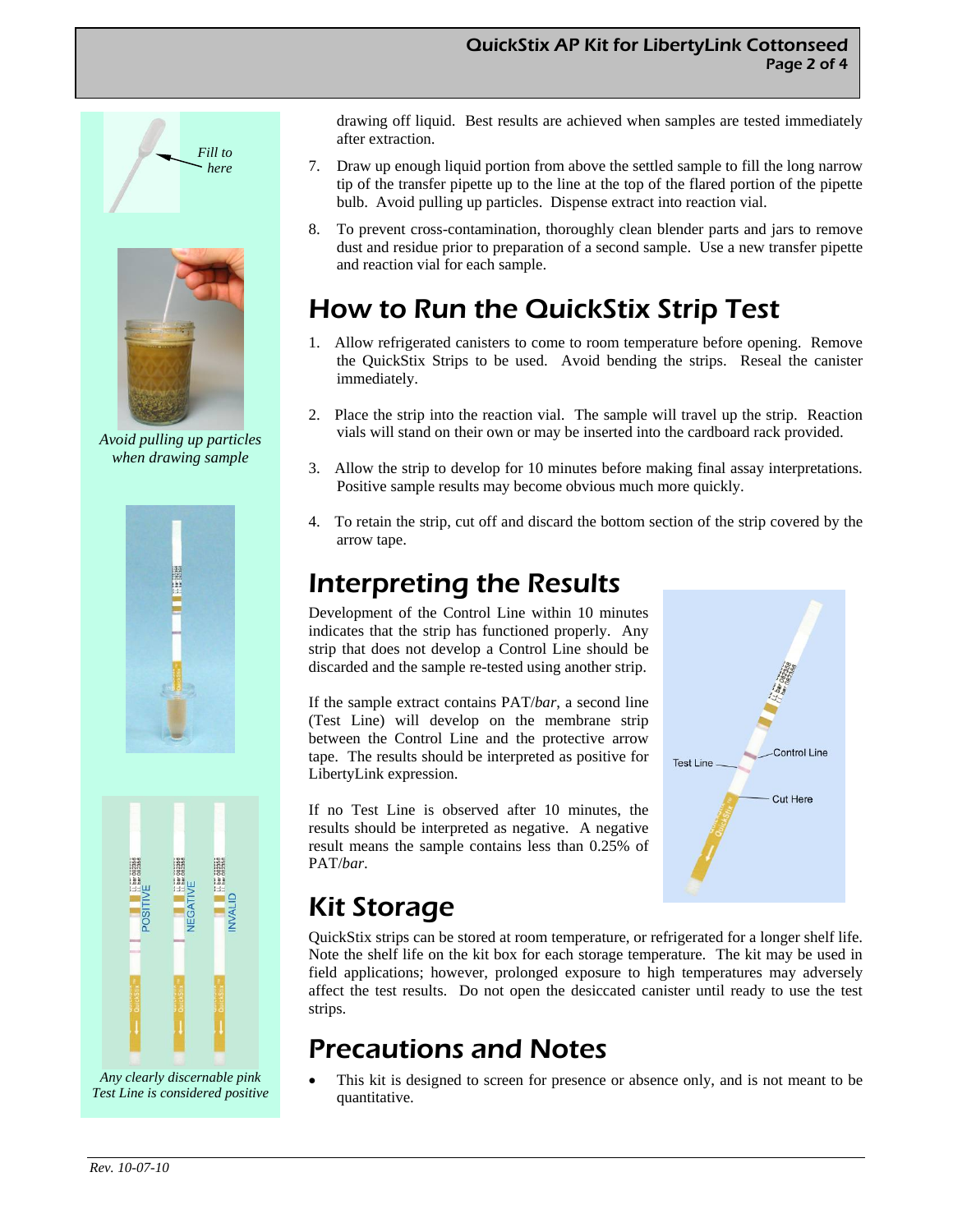drawing off liquid. Best results are achieved when samples are tested immediately after extraction.

7. Draw up enough liquid portion from above the settled sample to fill the long narrow tip of the transfer pipette up to the line at the top of the flared portion of the pipette bulb. Avoid pulling up particles. Dispense extract into reaction vial.

8. To prevent cross-contamination, thoroughly clean blender parts and jars to remove dust and residue prior to preparation of a second sample. Use a new transfer pipette and reaction vial for each sample.

*Fill to here*

*Avoid pulling up particles when drawing sample*

## How to Run the QuickStix Strip Test

1. Allow refrigerated canisters to come to room temperature before opening. Remove the QuickStix Strips to be used. Avoid bending the strips. Reseal the canister immediately.

2. Place the strip into the reaction vial. The sample will travel up the strip. Reaction vials will stand on their own or may be inserted into the cardboard rack provided.

3. Allow the strip to develop for 10 minutes before making final assay interpretations. Positive sample results may become obvious much more quickly.

4. To retain the strip, cut off and discard the bottom section of the strip covered by the arrow tape.

## Interpreting the Results

Development of the Control Line within 10 minutes indicates that the strip has functioned properly. Any strip that does not develop a Control Line should be discarded and the sample re-tested using another strip.

If the sample extract contains PAT/*bar*, a second line (Test Line) will develop on the membrane strip between the Control Line and the protective arrow tape. The results should be interpreted as positive for LibertyLink expression.

If no Test Line is observed after 10 minutes, the results should be interpreted as negative. A negative result means the sample contains less than 0.25% of PAT/*bar*.

*Any clearly discernable pink Test Line is considered positive*

## Kit Storage

QuickStix strips can be stored at room temperature, or refrigerated for a longer shelf life. Note the shelf life on the kit box for each storage temperature. The kit may be used in field applications; however, prolonged exposure to high temperatures may adversely affect the test results. Do not open the desiccated canister until ready to use the test strips.

## Precautions and Notes

- This kit is designed to screen for presence or absence only, and is not meant to be quantitative.

*Rev. 10-07-10*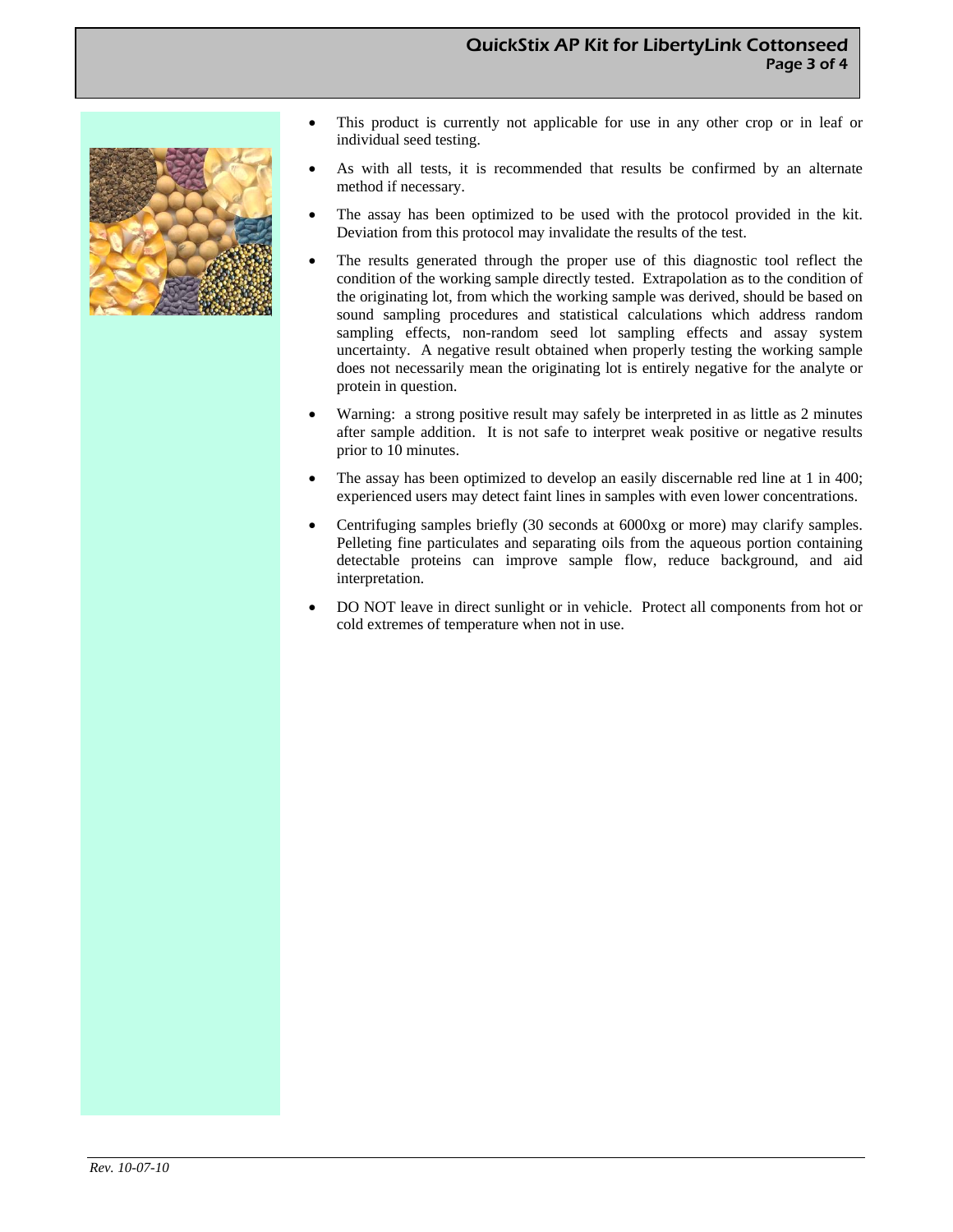- This product is currently not applicable for use in any other crop or in leaf or individual seed testing.
- As with all tests, it is recommended that results be confirmed by an alternate method if necessary.
- The assay has been optimized to be used with the protocol provided in the kit. Deviation from this protocol may invalidate the results of the test.
- The results generated through the proper use of this diagnostic tool reflect the condition of the working sample directly tested. Extrapolation as to the condition of the originating lot, from which the working sample was derived, should be based on sound sampling procedures and statistical calculations which address random sampling effects, non-random seed lot sampling effects and assay system uncertainty. A negative result obtained when properly testing the working sample does not necessarily mean the originating lot is entirely negative for the analyte or protein in question.
- Warning: a strong positive result may safely be interpreted in as little as 2 minutes after sample addition. It is not safe to interpret weak positive or negative results prior to 10 minutes.
- The assay has been optimized to develop an easily discernable red line at 1 in 400; experienced users may detect faint lines in samples with even lower concentrations.
- Centrifuging samples briefly (30 seconds at 6000xg or more) may clarify samples. Pelleting fine particulates and separating oils from the aqueous portion containing detectable proteins can improve sample flow, reduce background, and aid interpretation.
- DO NOT leave in direct sunlight or in vehicle. Protect all components from hot or cold extremes of temperature when not in use.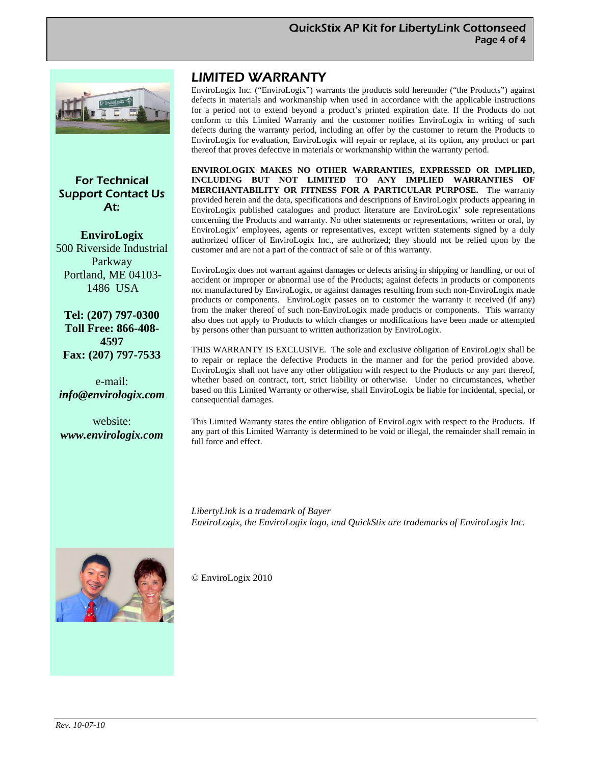For Technical Support Contact Us At:

**EnviroLogix**
500 Riverside Industrial Parkway
Portland, ME 04103-1486 USA

**Tel: (207) 797-0300**
**Toll Free: 866-408-4597**
**Fax: (207) 797-7533**

e-mail:
***info@envirologix.com***

website:
***www.envirologix.com***

## LIMITED WARRANTY

EnviroLogix Inc. ("EnviroLogix") warrants the products sold hereunder ("the Products") against defects in materials and workmanship when used in accordance with the applicable instructions for a period not to extend beyond a product's printed expiration date. If the Products do not conform to this Limited Warranty and the customer notifies EnviroLogix in writing of such defects during the warranty period, including an offer by the customer to return the Products to EnviroLogix for evaluation, EnviroLogix will repair or replace, at its option, any product or part thereof that proves defective in materials or workmanship within the warranty period.

**ENVIROLOGIX MAKES NO OTHER WARRANTIES, EXPRESSED OR IMPLIED, INCLUDING BUT NOT LIMITED TO ANY IMPLIED WARRANTIES OF MERCHANTABILITY OR FITNESS FOR A PARTICULAR PURPOSE.** The warranty provided herein and the data, specifications and descriptions of EnviroLogix products appearing in EnviroLogix published catalogues and product literature are EnviroLogix' sole representations concerning the Products and warranty. No other statements or representations, written or oral, by EnviroLogix' employees, agents or representatives, except written statements signed by a duly authorized officer of EnviroLogix Inc., are authorized; they should not be relied upon by the customer and are not a part of the contract of sale or of this warranty.

EnviroLogix does not warrant against damages or defects arising in shipping or handling, or out of accident or improper or abnormal use of the Products; against defects in products or components not manufactured by EnviroLogix, or against damages resulting from such non-EnviroLogix made products or components. EnviroLogix passes on to customer the warranty it received (if any) from the maker thereof of such non-EnviroLogix made products or components. This warranty also does not apply to Products to which changes or modifications have been made or attempted by persons other than pursuant to written authorization by EnviroLogix.

THIS WARRANTY IS EXCLUSIVE. The sole and exclusive obligation of EnviroLogix shall be to repair or replace the defective Products in the manner and for the period provided above. EnviroLogix shall not have any other obligation with respect to the Products or any part thereof, whether based on contract, tort, strict liability or otherwise. Under no circumstances, whether based on this Limited Warranty or otherwise, shall EnviroLogix be liable for incidental, special, or consequential damages.

This Limited Warranty states the entire obligation of EnviroLogix with respect to the Products. If any part of this Limited Warranty is determined to be void or illegal, the remainder shall remain in full force and effect.

*LibertyLink is a trademark of Bayer*
*EnviroLogix, the EnviroLogix logo, and QuickStix are trademarks of EnviroLogix Inc.*

© EnviroLogix 2010

*Rev. 10-07-10*